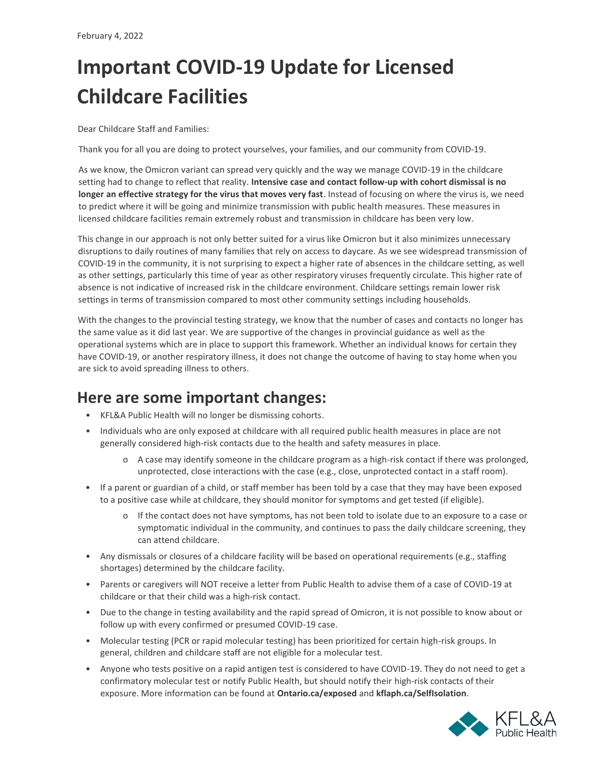February 4, 2022

# Important COVID-19 Update for Licensed Childcare Facilities

Dear Childcare Staff and Families:

Thank you for all you are doing to protect yourselves, your families, and our community from COVID-19.

As we know, the Omicron variant can spread very quickly and the way we manage COVID-19 in the childcare setting had to change to reflect that reality. **Intensive case and contact follow-up with cohort dismissal is no longer an effective strategy for the virus that moves very fast**. Instead of focusing on where the virus is, we need to predict where it will be going and minimize transmission with public health measures. These measures in licensed childcare facilities remain extremely robust and transmission in childcare has been very low.

This change in our approach is not only better suited for a virus like Omicron but it also minimizes unnecessary disruptions to daily routines of many families that rely on access to daycare. As we see widespread transmission of COVID-19 in the community, it is not surprising to expect a higher rate of absences in the childcare setting, as well as other settings, particularly this time of year as other respiratory viruses frequently circulate. This higher rate of absence is not indicative of increased risk in the childcare environment. Childcare settings remain lower risk settings in terms of transmission compared to most other community settings including households.

With the changes to the provincial testing strategy, we know that the number of cases and contacts no longer has the same value as it did last year. We are supportive of the changes in provincial guidance as well as the operational systems which are in place to support this framework. Whether an individual knows for certain they have COVID-19, or another respiratory illness, it does not change the outcome of having to stay home when you are sick to avoid spreading illness to others.

## Here are some important changes:

- KFL&A Public Health will no longer be dismissing cohorts.
- Individuals who are only exposed at childcare with all required public health measures in place are not generally considered high-risk contacts due to the health and safety measures in place.
  - A case may identify someone in the childcare program as a high-risk contact if there was prolonged, unprotected, close interactions with the case (e.g., close, unprotected contact in a staff room).
- If a parent or guardian of a child, or staff member has been told by a case that they may have been exposed to a positive case while at childcare, they should monitor for symptoms and get tested (if eligible).
  - If the contact does not have symptoms, has not been told to isolate due to an exposure to a case or symptomatic individual in the community, and continues to pass the daily childcare screening, they can attend childcare.
- Any dismissals or closures of a childcare facility will be based on operational requirements (e.g., staffing shortages) determined by the childcare facility.
- Parents or caregivers will NOT receive a letter from Public Health to advise them of a case of COVID-19 at childcare or that their child was a high-risk contact.
- Due to the change in testing availability and the rapid spread of Omicron, it is not possible to know about or follow up with every confirmed or presumed COVID-19 case.
- Molecular testing (PCR or rapid molecular testing) has been prioritized for certain high-risk groups. In general, children and childcare staff are not eligible for a molecular test.
- Anyone who tests positive on a rapid antigen test is considered to have COVID-19. They do not need to get a confirmatory molecular test or notify Public Health, but should notify their high-risk contacts of their exposure. More information can be found at **Ontario.ca/exposed** and **kflaph.ca/SelfIsolation**.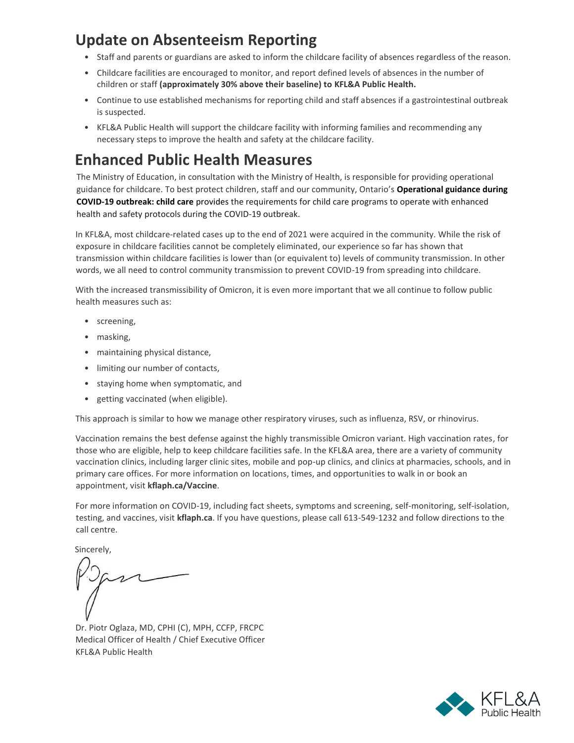## Update on Absenteeism Reporting

- Staff and parents or guardians are asked to inform the childcare facility of absences regardless of the reason.
- Childcare facilities are encouraged to monitor, and report defined levels of absences in the number of children or staff **(approximately 30% above their baseline) to KFL&A Public Health.**
- Continue to use established mechanisms for reporting child and staff absences if a gastrointestinal outbreak is suspected.
- KFL&A Public Health will support the childcare facility with informing families and recommending any necessary steps to improve the health and safety at the childcare facility.

## Enhanced Public Health Measures

The Ministry of Education, in consultation with the Ministry of Health, is responsible for providing operational guidance for childcare. To best protect children, staff and our community, Ontario's **Operational guidance during COVID-19 outbreak: child care** provides the requirements for child care programs to operate with enhanced health and safety protocols during the COVID-19 outbreak.

In KFL&A, most childcare-related cases up to the end of 2021 were acquired in the community. While the risk of exposure in childcare facilities cannot be completely eliminated, our experience so far has shown that transmission within childcare facilities is lower than (or equivalent to) levels of community transmission. In other words, we all need to control community transmission to prevent COVID-19 from spreading into childcare.

With the increased transmissibility of Omicron, it is even more important that we all continue to follow public health measures such as:

- screening,
- masking,
- maintaining physical distance,
- limiting our number of contacts,
- staying home when symptomatic, and
- getting vaccinated (when eligible).

This approach is similar to how we manage other respiratory viruses, such as influenza, RSV, or rhinovirus.

Vaccination remains the best defense against the highly transmissible Omicron variant. High vaccination rates, for those who are eligible, help to keep childcare facilities safe. In the KFL&A area, there are a variety of community vaccination clinics, including larger clinic sites, mobile and pop-up clinics, and clinics at pharmacies, schools, and in primary care offices. For more information on locations, times, and opportunities to walk in or book an appointment, visit **kflaph.ca/Vaccine**.

For more information on COVID-19, including fact sheets, symptoms and screening, self-monitoring, self-isolation, testing, and vaccines, visit **kflaph.ca**. If you have questions, please call 613-549-1232 and follow directions to the call centre.

Sincerely,

Dr. Piotr Oglaza, MD, CPHI (C), MPH, CCFP, FRCPC
Medical Officer of Health / Chief Executive Officer
KFL&A Public Health

KFL&A Public Health